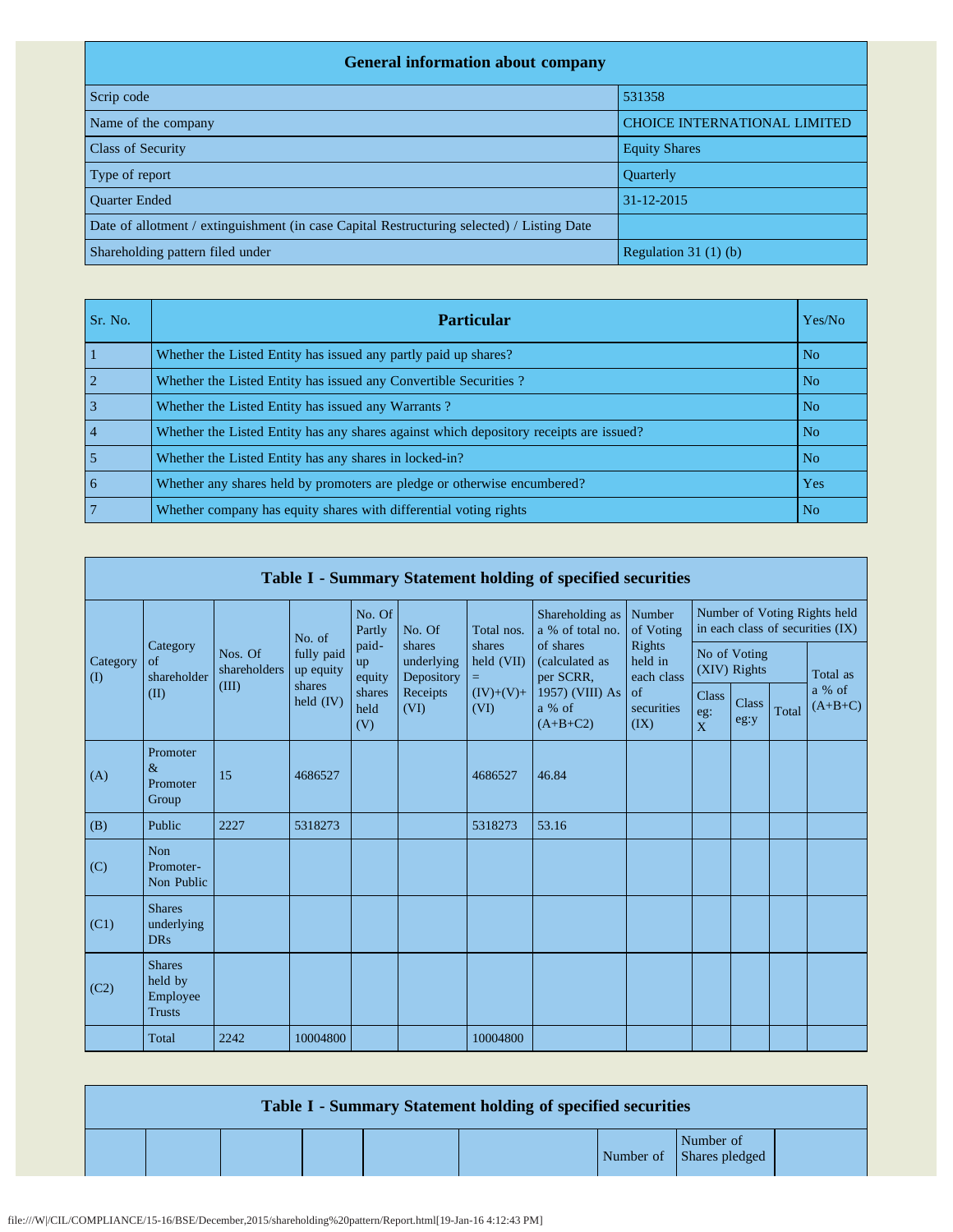| General information about company | |
|---|---|
| Scrip code | 531358 |
| Name of the company | CHOICE INTERNATIONAL LIMITED |
| Class of Security | Equity Shares |
| Type of report | Quarterly |
| Quarter Ended | 31-12-2015 |
| Date of allotment / extinguishment (in case Capital Restructuring selected) / Listing Date | |
| Shareholding pattern filed under | Regulation 31 (1) (b) |

| Sr. No. | Particular | Yes/No |
|---|---|---|
| 1 | Whether the Listed Entity has issued any partly paid up shares? | No |
| 2 | Whether the Listed Entity has issued any Convertible Securities ? | No |
| 3 | Whether the Listed Entity has issued any Warrants ? | No |
| 4 | Whether the Listed Entity has any shares against which depository receipts are issued? | No |
| 5 | Whether the Listed Entity has any shares in locked-in? | No |
| 6 | Whether any shares held by promoters are pledge or otherwise encumbered? | Yes |
| 7 | Whether company has equity shares with differential voting rights | No |

**Table I - Summary Statement holding of specified securities**

| Category (I) | Category of shareholder (II) | Nos. Of shareholders (III) | No. of fully paid up equity shares held (IV) | No. Of Partly paid-up equity shares held (V) | No. Of shares underlying Depository Receipts (VI) | Total nos. shares held (VII) = (IV)+(V)+ (VI) | Shareholding as a % of total no. of shares (calculated as per SCRR, 1957) (VIII) As a % of (A+B+C2) | Number of Voting Rights held in each class of securities (IX) | | | | |
|---|---|---|---|---|---|---|---|---|---|---|---|---|
| | | | | | | | | No of Voting (XIV) Rights | | | Total as a % of (A+B+C) |
| | | | | | | | | Class eg: X | Class eg:y | Total | |
| (A) | Promoter & Promoter Group | 15 | 4686527 | | | 4686527 | 46.84 | | | | |
| (B) | Public | 2227 | 5318273 | | | 5318273 | 53.16 | | | | |
| (C) | Non Promoter- Non Public | | | | | | | | | | |
| (C1) | Shares underlying DRs | | | | | | | | | | |
| (C2) | Shares held by Employee Trusts | | | | | | | | | | |
| | Total | 2242 | 10004800 | | | 10004800 | | | | | |

**Table I - Summary Statement holding of specified securities**

| | | | | | | Number of | Number of Shares pledged | |
|---|---|---|---|---|---|---|---|---|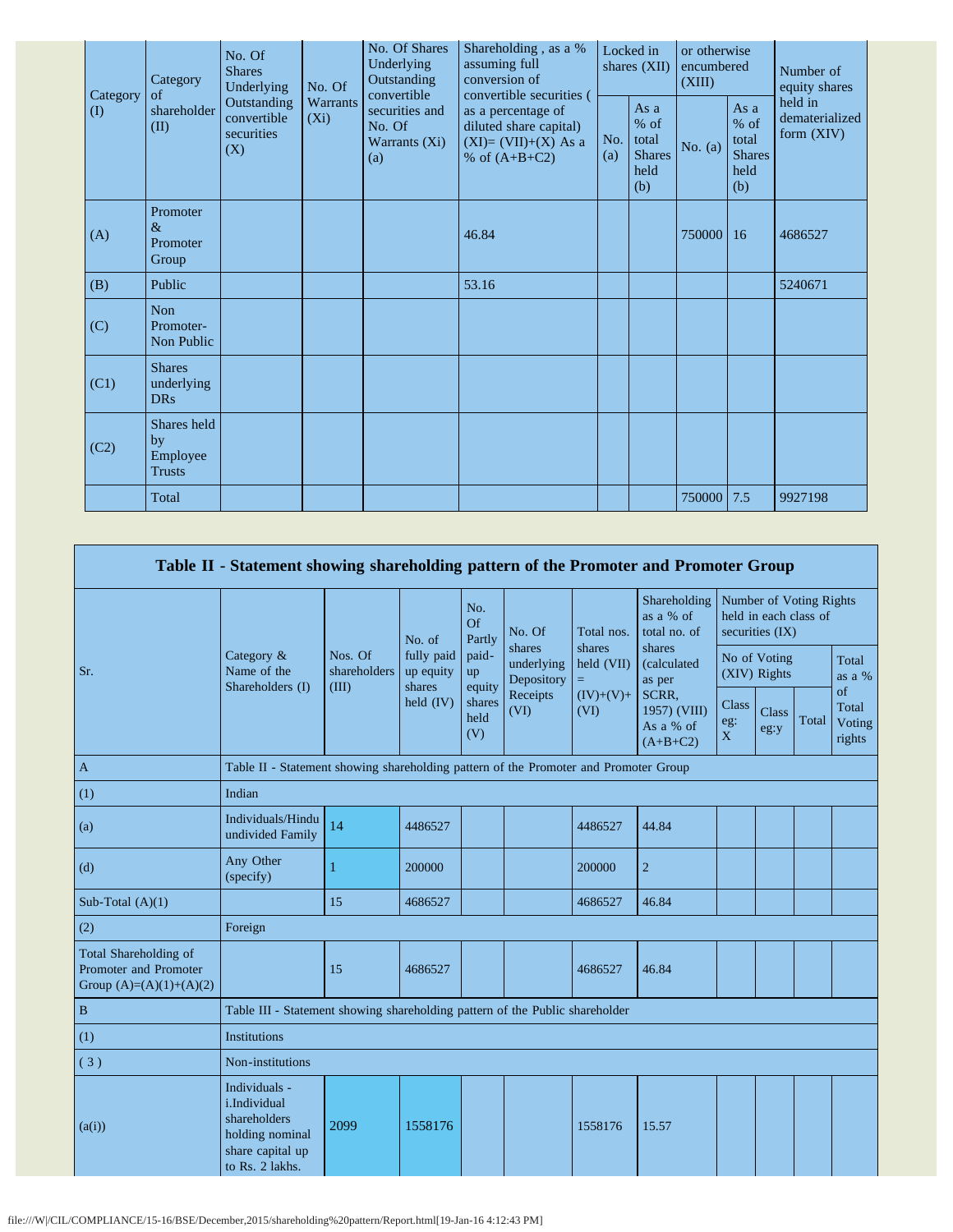| Category (I) | Category of shareholder (II) | No. Of Shares Underlying Outstanding convertible securities (X) | No. Of Warrants (Xi) | No. Of Shares Underlying Outstanding convertible securities and No. Of Warrants (Xi) (a) | Shareholding , as a % assuming full conversion of convertible securities ( as a percentage of diluted share capital) (XI)= (VII)+(X) As a % of (A+B+C2) | Locked in shares (XII) | | Number of Shares pledged or otherwise encumbered (XIII) | | Number of equity shares held in dematerialized form (XIV) |
|---|---|---|---|---|---|---|---|---|---|---|
| | | | | | | No. (a) | As a % of total Shares held (b) | No. (a) | As a % of total Shares held (b) | |
| (A) | Promoter & Promoter Group | | | | 46.84 | | | 750000 | 16 | 4686527 |
| (B) | Public | | | | 53.16 | | | | | 5240671 |
| (C) | Non Promoter- Non Public | | | | | | | | | |
| (C1) | Shares underlying DRs | | | | | | | | | |
| (C2) | Shares held by Employee Trusts | | | | | | | | | |
| | Total | | | | | | | 750000 | 7.5 | 9927198 |

## Table II - Statement showing shareholding pattern of the Promoter and Promoter Group

| Sr. | Category & Name of the Shareholders (I) | Nos. Of shareholders (III) | No. of fully paid up equity shares held (IV) | No. Of Partly paid-up equity shares held (V) | No. Of shares underlying Depository Receipts (VI) | Total nos. shares held (VII) = (IV)+(V)+ (VI) | Shareholding as a % of total no. of shares (calculated as per SCRR, 1957) (VIII) As a % of (A+B+C2) | Number of Voting Rights held in each class of securities (IX) | | | |
|---|---|---|---|---|---|---|---|---|---|---|---|
| | | | | | | | | No of Voting (XIV) Rights | | | Total as a % of Total Voting rights |
| | | | | | | | | Class eg: X | Class eg:y | Total | |
| A | Table II - Statement showing shareholding pattern of the Promoter and Promoter Group | | | | | | | | | | |
| (1) | Indian | | | | | | | | | | |
| (a) | Individuals/Hindu undivided Family | 14 | 4486527 | | | 4486527 | 44.84 | | | | |
| (d) | Any Other (specify) | 1 | 200000 | | | 200000 | 2 | | | | |
| Sub-Total (A)(1) | | 15 | 4686527 | | | 4686527 | 46.84 | | | | |
| (2) | Foreign | | | | | | | | | | |
| Total Shareholding of Promoter and Promoter Group (A)=(A)(1)+(A)(2) | | 15 | 4686527 | | | 4686527 | 46.84 | | | | |
| B | Table III - Statement showing shareholding pattern of the Public shareholder | | | | | | | | | | |
| (1) | Institutions | | | | | | | | | | |
| ( 3 ) | Non-institutions | | | | | | | | | | |
| (a(i)) | Individuals - i.Individual shareholders holding nominal share capital up to Rs. 2 lakhs. | 2099 | 1558176 | | | 1558176 | 15.57 | | | | |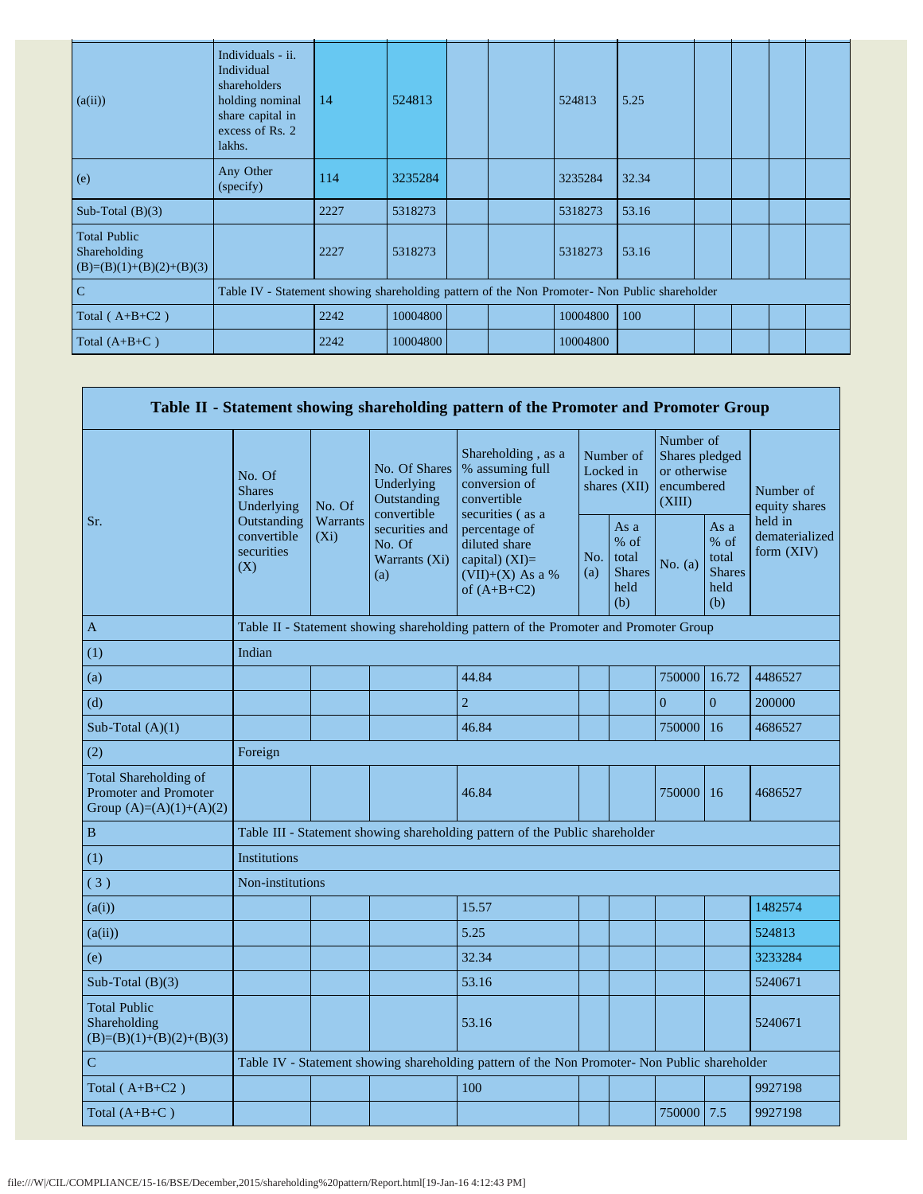| | | | | | | | | | | | | |
|---|---|---|---|---|---|---|---|---|---|---|---|---|
| (a(ii)) | Individuals - ii. Individual shareholders holding nominal share capital in excess of Rs. 2 lakhs. | 14 | 524813 | | | 524813 | 5.25 | | | | | |
| (e) | Any Other (specify) | 114 | 3235284 | | | 3235284 | 32.34 | | | | | |
| Sub-Total (B)(3) | | 2227 | 5318273 | | | 5318273 | 53.16 | | | | | |
| Total Public Shareholding (B)=(B)(1)+(B)(2)+(B)(3) | | 2227 | 5318273 | | | 5318273 | 53.16 | | | | | |
| C | Table IV - Statement showing shareholding pattern of the Non Promoter- Non Public shareholder | | | | | | | | | | | |
| Total ( A+B+C2 ) | | 2242 | 10004800 | | | 10004800 | 100 | | | | | |
| Total (A+B+C ) | | 2242 | 10004800 | | | 10004800 | | | | | | |

| Table II - Statement showing shareholding pattern of the Promoter and Promoter Group | | | | | | | | | |
|---|---|---|---|---|---|---|---|---|---|
| Sr. | No. Of Shares Underlying Outstanding convertible securities (X) | No. Of Warrants (Xi) | No. Of Shares Underlying Outstanding convertible securities and No. Of Warrants (Xi) (a) | Shareholding , as a % assuming full conversion of convertible securities ( as a percentage of diluted share capital) (XI)= (VII)+(X) As a % of (A+B+C2) | Number of Locked in shares (XII) | | Number of Shares pledged or otherwise encumbered (XIII) | | Number of equity shares held in dematerialized form (XIV) |
| | | | | | No. (a) | As a % of total Shares held (b) | No. (a) | As a % of total Shares held (b) | |
| A | Table II - Statement showing shareholding pattern of the Promoter and Promoter Group | | | | | | | | |
| (1) | Indian | | | | | | | | |
| (a) | | | | 44.84 | | | 750000 | 16.72 | 4486527 |
| (d) | | | | 2 | | | 0 | 0 | 200000 |
| Sub-Total (A)(1) | | | | 46.84 | | | 750000 | 16 | 4686527 |
| (2) | Foreign | | | | | | | | |
| Total Shareholding of Promoter and Promoter Group (A)=(A)(1)+(A)(2) | | | | 46.84 | | | 750000 | 16 | 4686527 |
| B | Table III - Statement showing shareholding pattern of the Public shareholder | | | | | | | | |
| (1) | Institutions | | | | | | | | |
| ( 3 ) | Non-institutions | | | | | | | | |
| (a(i)) | | | | 15.57 | | | | | 1482574 |
| (a(ii)) | | | | 5.25 | | | | | 524813 |
| (e) | | | | 32.34 | | | | | 3233284 |
| Sub-Total (B)(3) | | | | 53.16 | | | | | 5240671 |
| Total Public Shareholding (B)=(B)(1)+(B)(2)+(B)(3) | | | | 53.16 | | | | | 5240671 |
| C | Table IV - Statement showing shareholding pattern of the Non Promoter- Non Public shareholder | | | | | | | | |
| Total ( A+B+C2 ) | | | | 100 | | | | | 9927198 |
| Total (A+B+C ) | | | | | | | 750000 | 7.5 | 9927198 |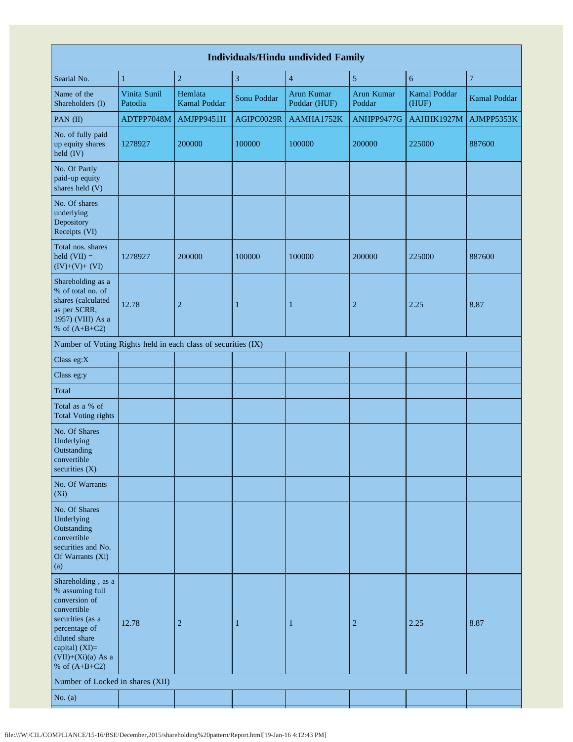| Individuals/Hindu undivided Family | | | | | | | |
|---|---|---|---|---|---|---|---|
| Searial No. | 1 | 2 | 3 | 4 | 5 | 6 | 7 |
| Name of the Shareholders (I) | Vinita Sunil Patodia | Hemlata Kamal Poddar | Sonu Poddar | Arun Kumar Poddar (HUF) | Arun Kumar Poddar | Kamal Poddar (HUF) | Kamal Poddar |
| PAN (II) | ADTPP7048M | AMJPP9451H | AGIPC0029R | AAMHA1752K | ANHPP9477G | AAHHK1927M | AJMPP5353K |
| No. of fully paid up equity shares held (IV) | 1278927 | 200000 | 100000 | 100000 | 200000 | 225000 | 887600 |
| No. Of Partly paid-up equity shares held (V) | | | | | | | |
| No. Of shares underlying Depository Receipts (VI) | | | | | | | |
| Total nos. shares held (VII) = (IV)+(V)+ (VI) | 1278927 | 200000 | 100000 | 100000 | 200000 | 225000 | 887600 |
| Shareholding as a % of total no. of shares (calculated as per SCRR, 1957) (VIII) As a % of (A+B+C2) | 12.78 | 2 | 1 | 1 | 2 | 2.25 | 8.87 |
| Number of Voting Rights held in each class of securities (IX) | | | | | | | |
| Class eg:X | | | | | | | |
| Class eg:y | | | | | | | |
| Total | | | | | | | |
| Total as a % of Total Voting rights | | | | | | | |
| No. Of Shares Underlying Outstanding convertible securities (X) | | | | | | | |
| No. Of Warrants (Xi) | | | | | | | |
| No. Of Shares Underlying Outstanding convertible securities and No. Of Warrants (Xi) (a) | | | | | | | |
| Shareholding , as a % assuming full conversion of convertible securities (as a percentage of diluted share capital) (XI)= (VII)+(Xi)(a) As a % of (A+B+C2) | 12.78 | 2 | 1 | 1 | 2 | 2.25 | 8.87 |
| Number of Locked in shares (XII) | | | | | | | |
| No. (a) | | | | | | | |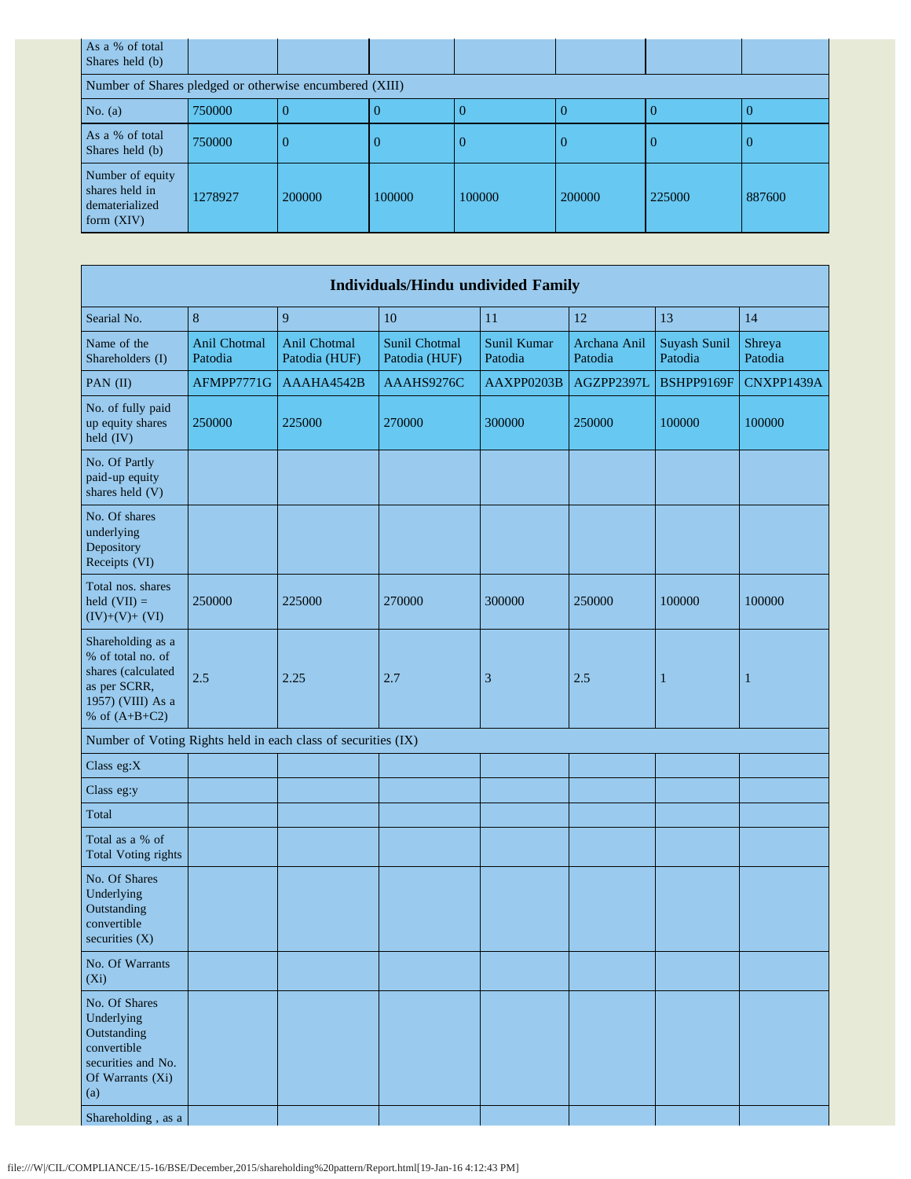| | | | | | | | |
|---|---|---|---|---|---|---|---|
| As a % of total Shares held (b) | | | | | | | |
| Number of Shares pledged or otherwise encumbered (XIII) | | | | | | | |
| No. (a) | 750000 | 0 | 0 | 0 | 0 | 0 | 0 |
| As a % of total Shares held (b) | 750000 | 0 | 0 | 0 | 0 | 0 | 0 |
| Number of equity shares held in dematerialized form (XIV) | 1278927 | 200000 | 100000 | 100000 | 200000 | 225000 | 887600 |

| Individuals/Hindu undivided Family | | | | | | | |
|---|---|---|---|---|---|---|---|
| Searial No. | 8 | 9 | 10 | 11 | 12 | 13 | 14 |
| Name of the Shareholders (I) | Anil Chotmal Patodia | Anil Chotmal Patodia (HUF) | Sunil Chotmal Patodia (HUF) | Sunil Kumar Patodia | Archana Anil Patodia | Suyash Sunil Patodia | Shreya Patodia |
| PAN (II) | AFMPP7771G | AAAHA4542B | AAAHS9276C | AAXPP0203B | AGZPP2397L | BSHPP9169F | CNXPP1439A |
| No. of fully paid up equity shares held (IV) | 250000 | 225000 | 270000 | 300000 | 250000 | 100000 | 100000 |
| No. Of Partly paid-up equity shares held (V) | | | | | | | |
| No. Of shares underlying Depository Receipts (VI) | | | | | | | |
| Total nos. shares held (VII) = (IV)+(V)+ (VI) | 250000 | 225000 | 270000 | 300000 | 250000 | 100000 | 100000 |
| Shareholding as a % of total no. of shares (calculated as per SCRR, 1957) (VIII) As a % of (A+B+C2) | 2.5 | 2.25 | 2.7 | 3 | 2.5 | 1 | 1 |
| Number of Voting Rights held in each class of securities (IX) | | | | | | | |
| Class eg:X | | | | | | | |
| Class eg:y | | | | | | | |
| Total | | | | | | | |
| Total as a % of Total Voting rights | | | | | | | |
| No. Of Shares Underlying Outstanding convertible securities (X) | | | | | | | |
| No. Of Warrants (Xi) | | | | | | | |
| No. Of Shares Underlying Outstanding convertible securities and No. Of Warrants (Xi) (a) | | | | | | | |
| Shareholding , as a | | | | | | | |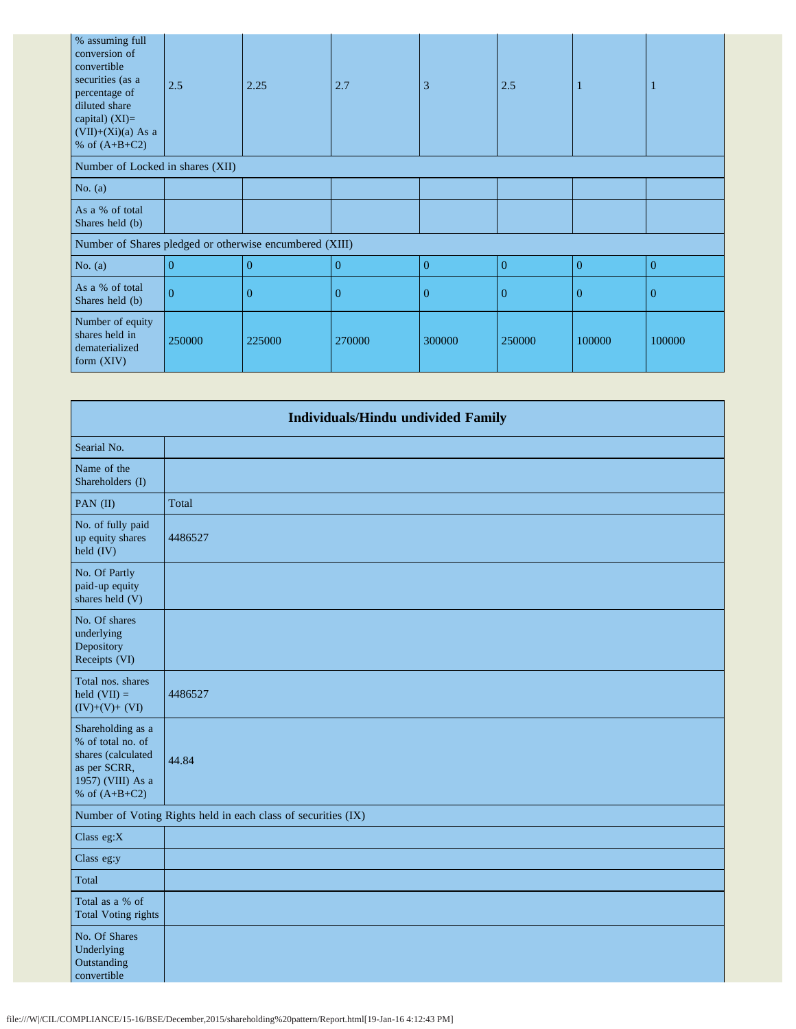| % assuming full conversion of convertible securities (as a percentage of diluted share capital) (XI)= (VII)+(Xi)(a) As a % of (A+B+C2) | 2.5 | 2.25 | 2.7 | 3 | 2.5 | 1 | 1 |
|---|---|---|---|---|---|---|---|
| Number of Locked in shares (XII) | | | | | | | |
| No. (a) | | | | | | | |
| As a % of total Shares held (b) | | | | | | | |
| Number of Shares pledged or otherwise encumbered (XIII) | | | | | | | |
| No. (a) | 0 | 0 | 0 | 0 | 0 | 0 | 0 |
| As a % of total Shares held (b) | 0 | 0 | 0 | 0 | 0 | 0 | 0 |
| Number of equity shares held in dematerialized form (XIV) | 250000 | 225000 | 270000 | 300000 | 250000 | 100000 | 100000 |

| Individuals/Hindu undivided Family | |
|---|---|
| Searial No. | |
| Name of the Shareholders (I) | |
| PAN (II) | Total |
| No. of fully paid up equity shares held (IV) | 4486527 |
| No. Of Partly paid-up equity shares held (V) | |
| No. Of shares underlying Depository Receipts (VI) | |
| Total nos. shares held (VII) = (IV)+(V)+ (VI) | 4486527 |
| Shareholding as a % of total no. of shares (calculated as per SCRR, 1957) (VIII) As a % of (A+B+C2) | 44.84 |
| Number of Voting Rights held in each class of securities (IX) | |
| Class eg:X | |
| Class eg:y | |
| Total | |
| Total as a % of Total Voting rights | |
| No. Of Shares Underlying Outstanding convertible | |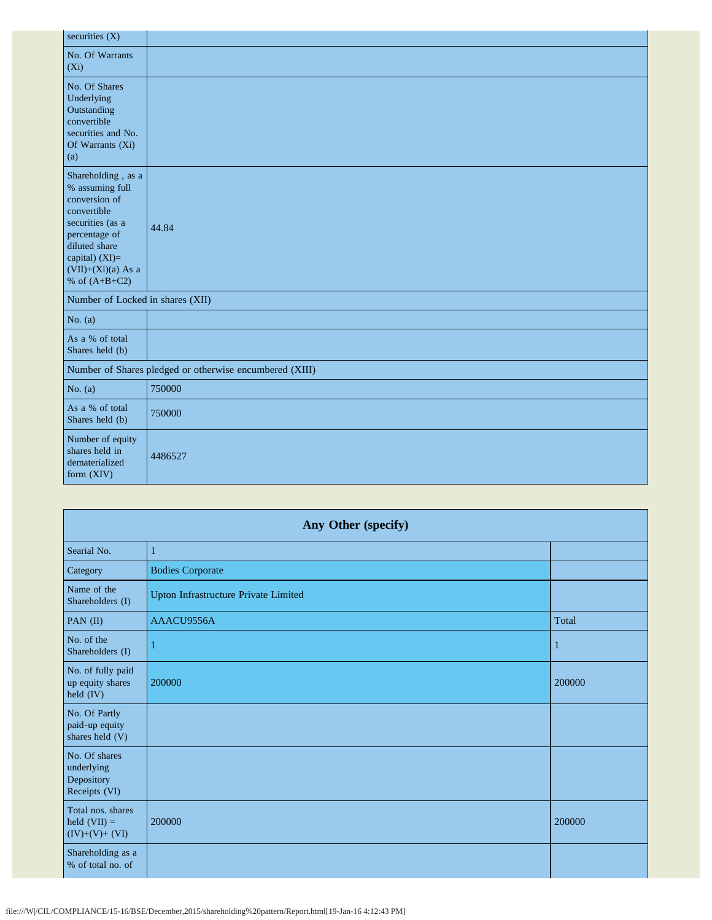| | |
|---|---|
| securities (X) | |
| No. Of Warrants (Xi) | |
| No. Of Shares Underlying Outstanding convertible securities and No. Of Warrants (Xi) (a) | |
| Shareholding , as a % assuming full conversion of convertible securities (as a percentage of diluted share capital) (XI)= (VII)+(Xi)(a) As a % of (A+B+C2) | 44.84 |
| Number of Locked in shares (XII) | |
| No. (a) | |
| As a % of total Shares held (b) | |
| Number of Shares pledged or otherwise encumbered (XIII) | |
| No. (a) | 750000 |
| As a % of total Shares held (b) | 750000 |
| Number of equity shares held in dematerialized form (XIV) | 4486527 |

## Any Other (specify)

| | | |
|---|---|---|
| Searial No. | 1 | |
| Category | Bodies Corporate | |
| Name of the Shareholders (I) | Upton Infrastructure Private Limited | |
| PAN (II) | AAACU9556A | Total |
| No. of the Shareholders (I) | 1 | 1 |
| No. of fully paid up equity shares held (IV) | 200000 | 200000 |
| No. Of Partly paid-up equity shares held (V) | | |
| No. Of shares underlying Depository Receipts (VI) | | |
| Total nos. shares held (VII) = (IV)+(V)+ (VI) | 200000 | 200000 |
| Shareholding as a % of total no. of | | |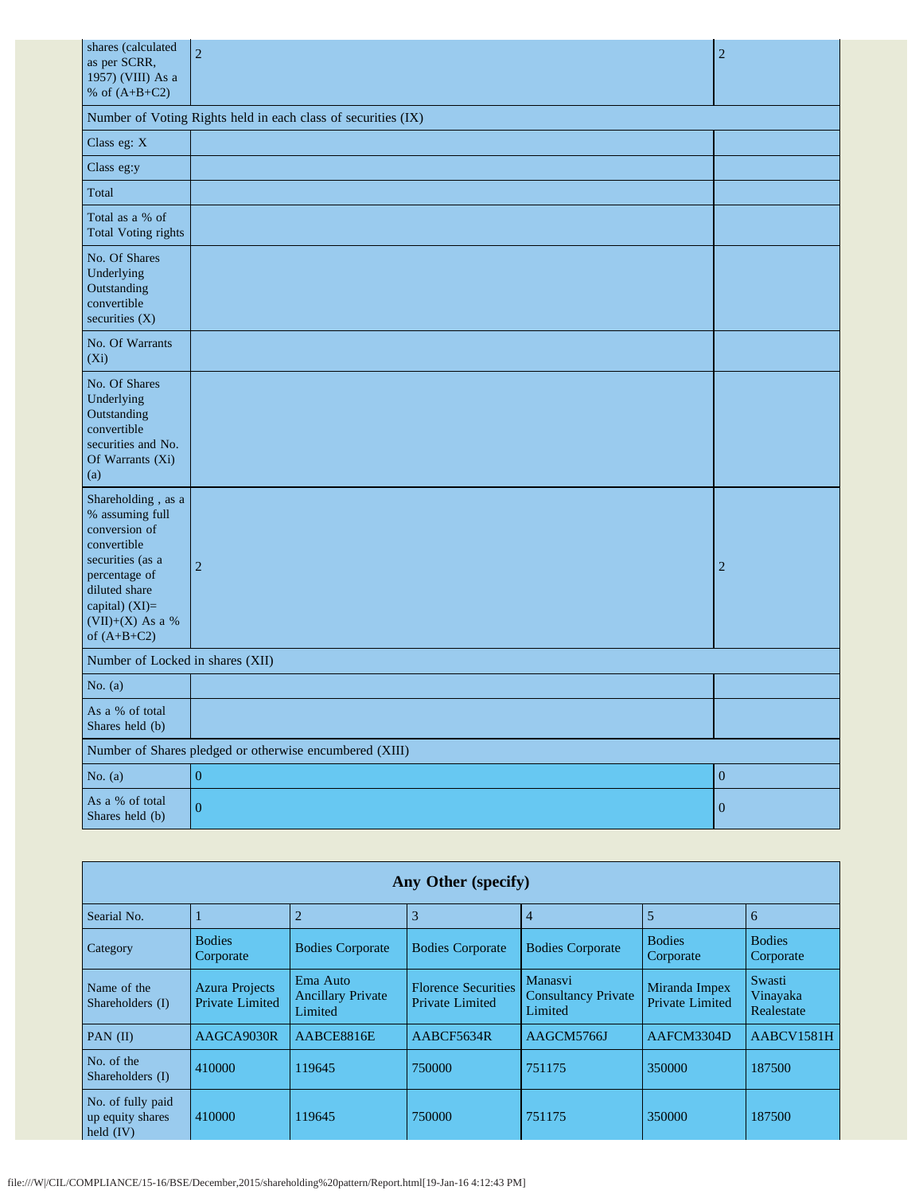| | | |
|---|---|---|
| shares (calculated as per SCRR, 1957) (VIII) As a % of (A+B+C2) | 2 | 2 |
| Number of Voting Rights held in each class of securities (IX) | | |
| Class eg: X | | |
| Class eg:y | | |
| Total | | |
| Total as a % of Total Voting rights | | |
| No. Of Shares Underlying Outstanding convertible securities (X) | | |
| No. Of Warrants (Xi) | | |
| No. Of Shares Underlying Outstanding convertible securities and No. Of Warrants (Xi) (a) | | |
| Shareholding , as a % assuming full conversion of convertible securities (as a percentage of diluted share capital) (XI)= (VII)+(X) As a % of (A+B+C2) | 2 | 2 |
| Number of Locked in shares (XII) | | |
| No. (a) | | |
| As a % of total Shares held (b) | | |
| Number of Shares pledged or otherwise encumbered (XIII) | | |
| No. (a) | 0 | 0 |
| As a % of total Shares held (b) | 0 | 0 |

| Any Other (specify) | | | | | | |
|---|---|---|---|---|---|---|
| Searial No. | 1 | 2 | 3 | 4 | 5 | 6 |
| Category | Bodies Corporate | Bodies Corporate | Bodies Corporate | Bodies Corporate | Bodies Corporate | Bodies Corporate |
| Name of the Shareholders (I) | Azura Projects Private Limited | Ema Auto Ancillary Private Limited | Florence Securities Private Limited | Manasvi Consultancy Private Limited | Miranda Impex Private Limited | Swasti Vinayaka Realestate |
| PAN (II) | AAGCA9030R | AABCE8816E | AABCF5634R | AAGCM5766J | AAFCM3304D | AABCV1581H |
| No. of the Shareholders (I) | 410000 | 119645 | 750000 | 751175 | 350000 | 187500 |
| No. of fully paid up equity shares held (IV) | 410000 | 119645 | 750000 | 751175 | 350000 | 187500 |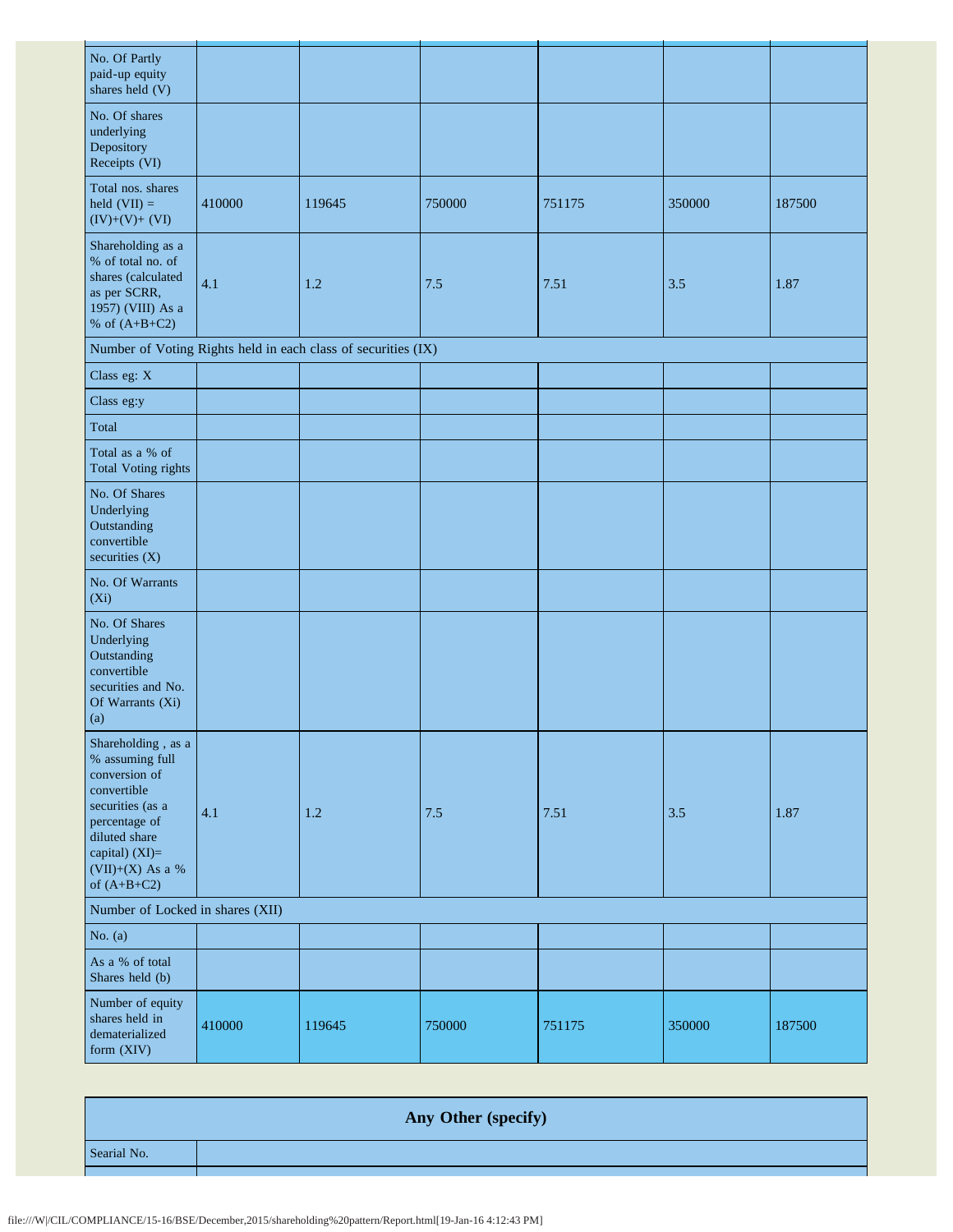| | | | | | | |
|---|---|---|---|---|---|---|
| No. Of Partly paid-up equity shares held (V) | | | | | | |
| No. Of shares underlying Depository Receipts (VI) | | | | | | |
| Total nos. shares held (VII) = (IV)+(V)+ (VI) | 410000 | 119645 | 750000 | 751175 | 350000 | 187500 |
| Shareholding as a % of total no. of shares (calculated as per SCRR, 1957) (VIII) As a % of (A+B+C2) | 4.1 | 1.2 | 7.5 | 7.51 | 3.5 | 1.87 |
| Number of Voting Rights held in each class of securities (IX) | | | | | | |
| Class eg: X | | | | | | |
| Class eg:y | | | | | | |
| Total | | | | | | |
| Total as a % of Total Voting rights | | | | | | |
| No. Of Shares Underlying Outstanding convertible securities (X) | | | | | | |
| No. Of Warrants (Xi) | | | | | | |
| No. Of Shares Underlying Outstanding convertible securities and No. Of Warrants (Xi) (a) | | | | | | |
| Shareholding , as a % assuming full conversion of convertible securities (as a percentage of diluted share capital) (XI)= (VII)+(X) As a % of (A+B+C2) | 4.1 | 1.2 | 7.5 | 7.51 | 3.5 | 1.87 |
| Number of Locked in shares (XII) | | | | | | |
| No. (a) | | | | | | |
| As a % of total Shares held (b) | | | | | | |
| Number of equity shares held in dematerialized form (XIV) | 410000 | 119645 | 750000 | 751175 | 350000 | 187500 |

| Any Other (specify) | |
|---|---|
| Searial No. | |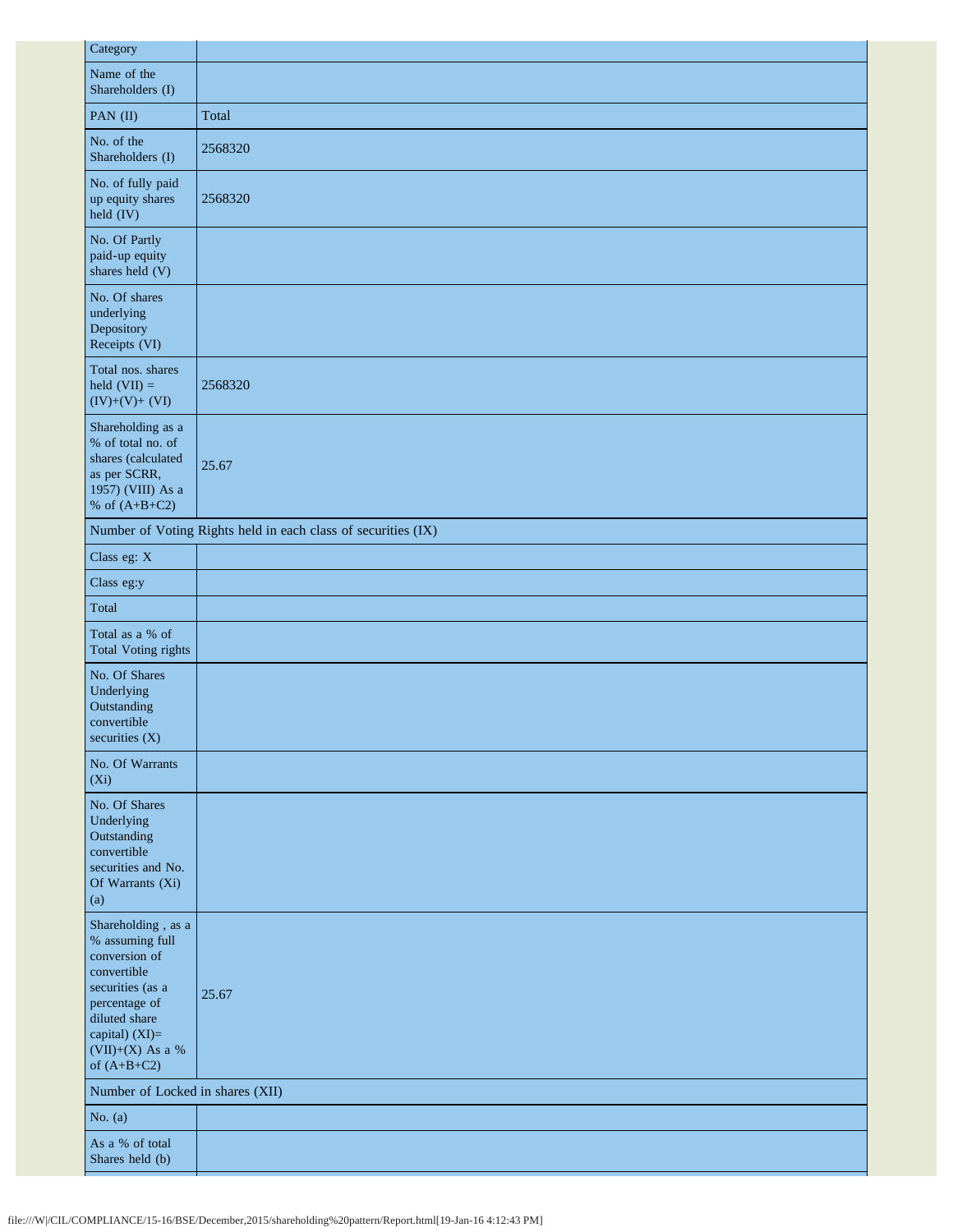| Category | |
|---|---|
| Name of the Shareholders (I) | |
| PAN (II) | Total |
| No. of the Shareholders (I) | 2568320 |
| No. of fully paid up equity shares held (IV) | 2568320 |
| No. Of Partly paid-up equity shares held (V) | |
| No. Of shares underlying Depository Receipts (VI) | |
| Total nos. shares held (VII) = (IV)+(V)+ (VI) | 2568320 |
| Shareholding as a % of total no. of shares (calculated as per SCRR, 1957) (VIII) As a % of (A+B+C2) | 25.67 |
| Number of Voting Rights held in each class of securities (IX) | |
| Class eg: X | |
| Class eg:y | |
| Total | |
| Total as a % of Total Voting rights | |
| No. Of Shares Underlying Outstanding convertible securities (X) | |
| No. Of Warrants (Xi) | |
| No. Of Shares Underlying Outstanding convertible securities and No. Of Warrants (Xi) (a) | |
| Shareholding , as a % assuming full conversion of convertible securities (as a percentage of diluted share capital) (XI)= (VII)+(X) As a % of (A+B+C2) | 25.67 |
| Number of Locked in shares (XII) | |
| No. (a) | |
| As a % of total Shares held (b) | |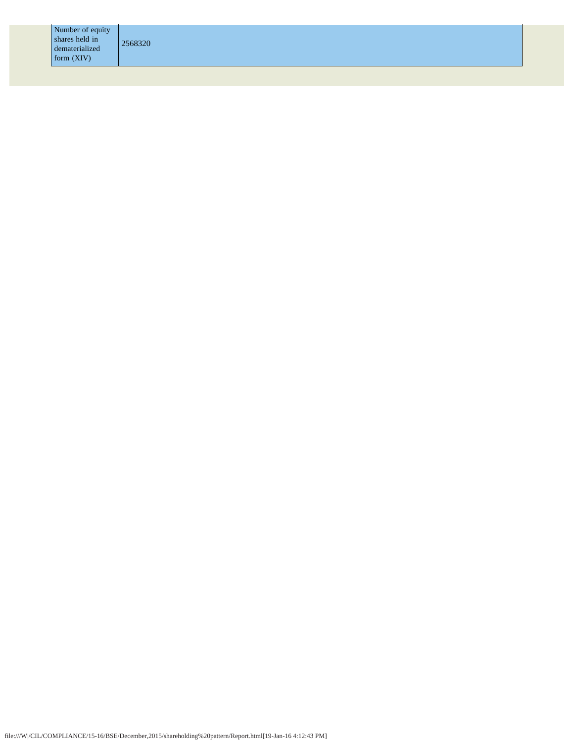| | |
|---|---|
| Number of equity shares held in dematerialized form (XIV) | 2568320 |